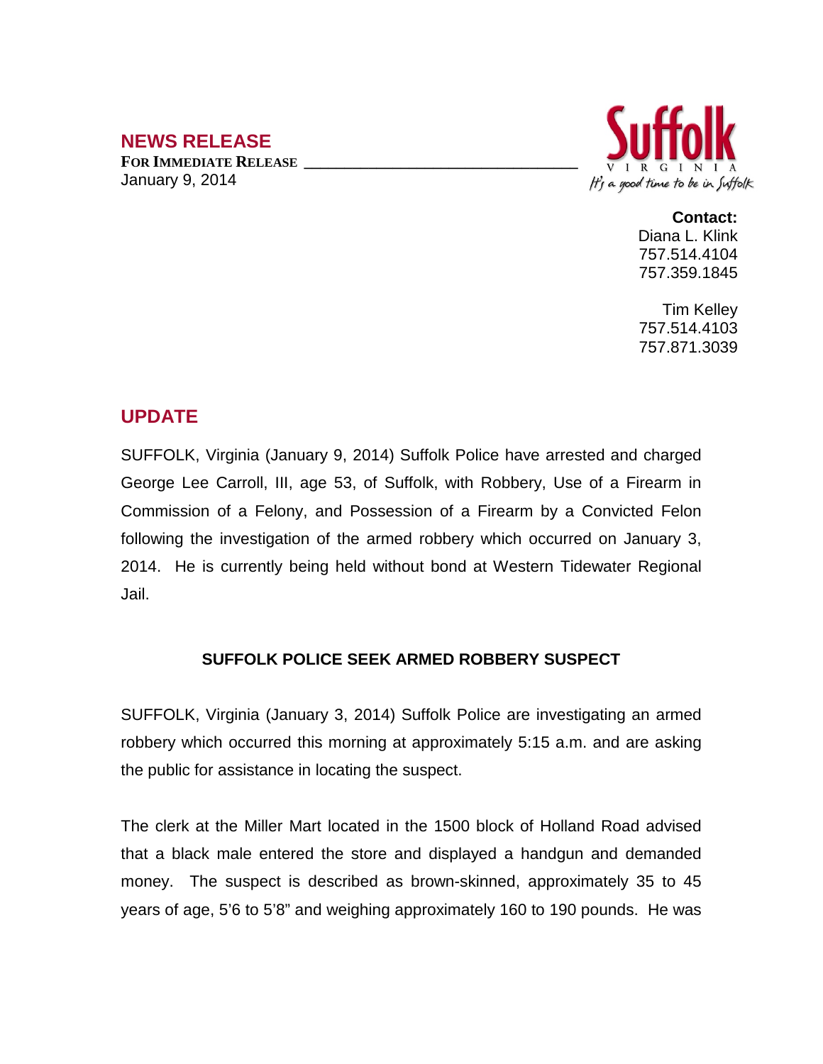# NEWS RELEASE

**FOR IMMEDIATE RELEASE**

January 9, 2014

Suffolk
VIRGINIA
It's a good time to be in Suffolk

**Contact:**
Diana L. Klink
757.514.4104
757.359.1845

Tim Kelley
757.514.4103
757.871.3039

## UPDATE

SUFFOLK, Virginia (January 9, 2014) Suffolk Police have arrested and charged George Lee Carroll, III, age 53, of Suffolk, with Robbery, Use of a Firearm in Commission of a Felony, and Possession of a Firearm by a Convicted Felon following the investigation of the armed robbery which occurred on January 3, 2014. He is currently being held without bond at Western Tidewater Regional Jail.

### SUFFOLK POLICE SEEK ARMED ROBBERY SUSPECT

SUFFOLK, Virginia (January 3, 2014) Suffolk Police are investigating an armed robbery which occurred this morning at approximately 5:15 a.m. and are asking the public for assistance in locating the suspect.

The clerk at the Miller Mart located in the 1500 block of Holland Road advised that a black male entered the store and displayed a handgun and demanded money. The suspect is described as brown-skinned, approximately 35 to 45 years of age, 5'6 to 5'8" and weighing approximately 160 to 190 pounds. He was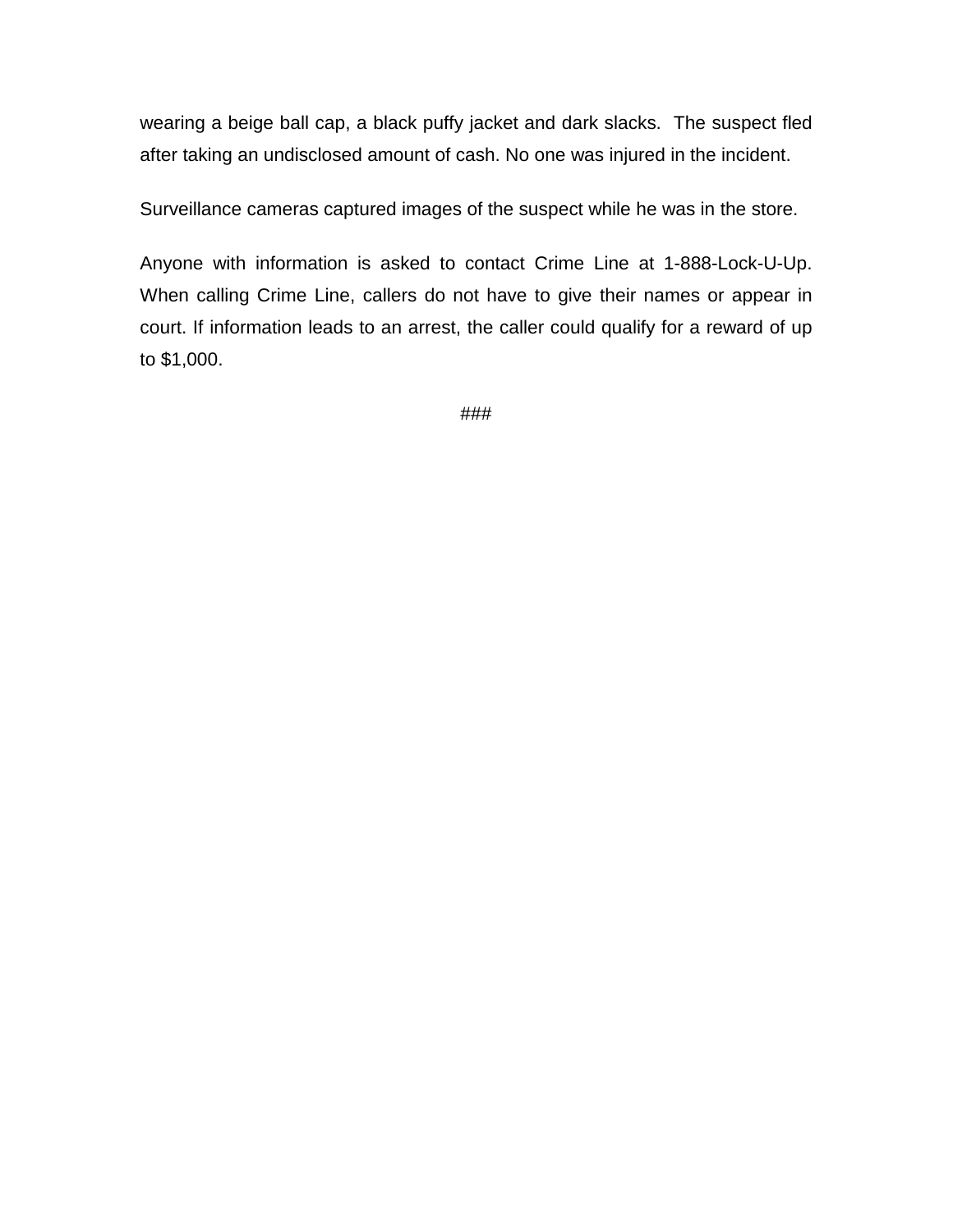wearing a beige ball cap, a black puffy jacket and dark slacks. The suspect fled after taking an undisclosed amount of cash. No one was injured in the incident.

Surveillance cameras captured images of the suspect while he was in the store.

Anyone with information is asked to contact Crime Line at 1-888-Lock-U-Up. When calling Crime Line, callers do not have to give their names or appear in court. If information leads to an arrest, the caller could qualify for a reward of up to $1,000.

###